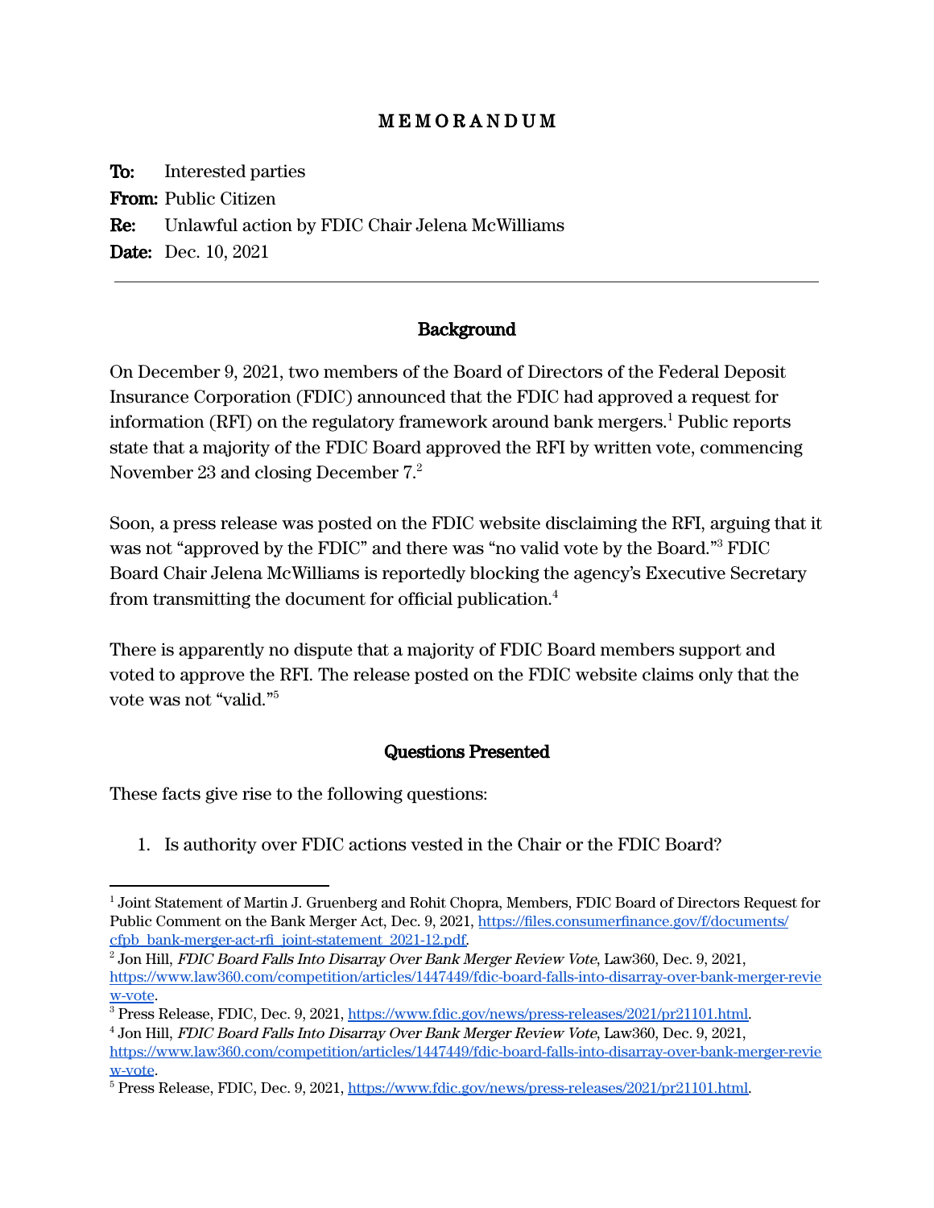# MEMORANDUM

**To:** Interested parties
**From:** Public Citizen
**Re:** Unlawful action by FDIC Chair Jelena McWilliams
**Date:** Dec. 10, 2021

---

## Background

On December 9, 2021, two members of the Board of Directors of the Federal Deposit Insurance Corporation (FDIC) announced that the FDIC had approved a request for information (RFI) on the regulatory framework around bank mergers.[1] Public reports state that a majority of the FDIC Board approved the RFI by written vote, commencing November 23 and closing December 7.[2]

Soon, a press release was posted on the FDIC website disclaiming the RFI, arguing that it was not "approved by the FDIC" and there was "no valid vote by the Board."[3] FDIC Board Chair Jelena McWilliams is reportedly blocking the agency's Executive Secretary from transmitting the document for official publication.[4]

There is apparently no dispute that a majority of FDIC Board members support and voted to approve the RFI. The release posted on the FDIC website claims only that the vote was not "valid."[5]

## Questions Presented

These facts give rise to the following questions:

1. Is authority over FDIC actions vested in the Chair or the FDIC Board?

---

[1] Joint Statement of Martin J. Gruenberg and Rohit Chopra, Members, FDIC Board of Directors Request for Public Comment on the Bank Merger Act, Dec. 9, 2021, https://files.consumerfinance.gov/f/documents/cfpb_bank-merger-act-rfi_joint-statement_2021-12.pdf.

[2] Jon Hill, *FDIC Board Falls Into Disarray Over Bank Merger Review Vote*, Law360, Dec. 9, 2021, https://www.law360.com/competition/articles/1447449/fdic-board-falls-into-disarray-over-bank-merger-review-vote.

[3] Press Release, FDIC, Dec. 9, 2021, https://www.fdic.gov/news/press-releases/2021/pr21101.html.

[4] Jon Hill, *FDIC Board Falls Into Disarray Over Bank Merger Review Vote*, Law360, Dec. 9, 2021, https://www.law360.com/competition/articles/1447449/fdic-board-falls-into-disarray-over-bank-merger-review-vote.

[5] Press Release, FDIC, Dec. 9, 2021, https://www.fdic.gov/news/press-releases/2021/pr21101.html.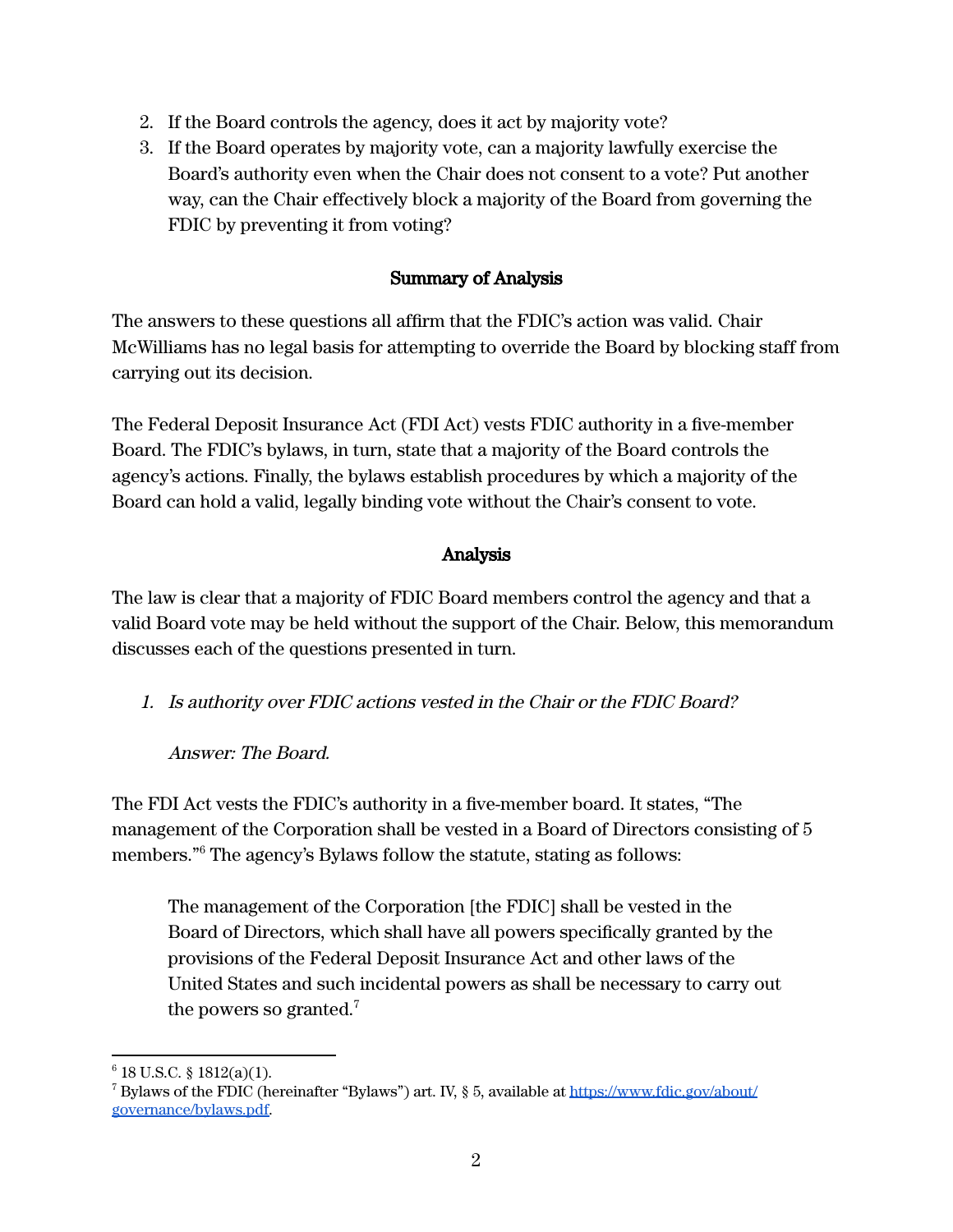2. If the Board controls the agency, does it act by majority vote?
3. If the Board operates by majority vote, can a majority lawfully exercise the Board's authority even when the Chair does not consent to a vote? Put another way, can the Chair effectively block a majority of the Board from governing the FDIC by preventing it from voting?

**Summary of Analysis**

The answers to these questions all affirm that the FDIC's action was valid. Chair McWilliams has no legal basis for attempting to override the Board by blocking staff from carrying out its decision.

The Federal Deposit Insurance Act (FDI Act) vests FDIC authority in a five-member Board. The FDIC's bylaws, in turn, state that a majority of the Board controls the agency's actions. Finally, the bylaws establish procedures by which a majority of the Board can hold a valid, legally binding vote without the Chair's consent to vote.

**Analysis**

The law is clear that a majority of FDIC Board members control the agency and that a valid Board vote may be held without the support of the Chair. Below, this memorandum discusses each of the questions presented in turn.

1. *Is authority over FDIC actions vested in the Chair or the FDIC Board?*

   *Answer: The Board.*

The FDI Act vests the FDIC's authority in a five-member board. It states, "The management of the Corporation shall be vested in a Board of Directors consisting of 5 members."[6] The agency's Bylaws follow the statute, stating as follows:

> The management of the Corporation [the FDIC] shall be vested in the Board of Directors, which shall have all powers specifically granted by the provisions of the Federal Deposit Insurance Act and other laws of the United States and such incidental powers as shall be necessary to carry out the powers so granted.[7]

---

[6] 18 U.S.C. § 1812(a)(1).

[7] Bylaws of the FDIC (hereinafter "Bylaws") art. IV, § 5, available at https://www.fdic.gov/about/governance/bylaws.pdf.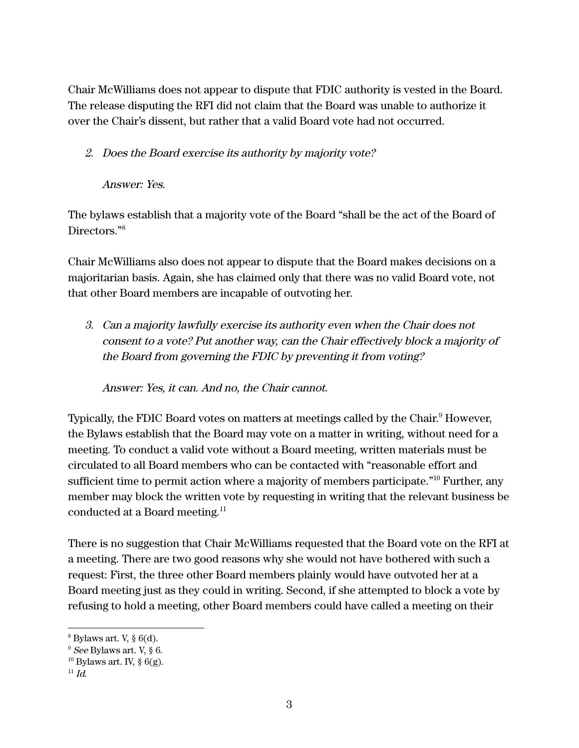Chair McWilliams does not appear to dispute that FDIC authority is vested in the Board. The release disputing the RFI did not claim that the Board was unable to authorize it over the Chair's dissent, but rather that a valid Board vote had not occurred.

2. *Does the Board exercise its authority by majority vote?*

   *Answer: Yes.*

The bylaws establish that a majority vote of the Board "shall be the act of the Board of Directors."[8]

Chair McWilliams also does not appear to dispute that the Board makes decisions on a majoritarian basis. Again, she has claimed only that there was no valid Board vote, not that other Board members are incapable of outvoting her.

3. *Can a majority lawfully exercise its authority even when the Chair does not consent to a vote? Put another way, can the Chair effectively block a majority of the Board from governing the FDIC by preventing it from voting?*

   *Answer: Yes, it can. And no, the Chair cannot.*

Typically, the FDIC Board votes on matters at meetings called by the Chair.[9] However, the Bylaws establish that the Board may vote on a matter in writing, without need for a meeting. To conduct a valid vote without a Board meeting, written materials must be circulated to all Board members who can be contacted with "reasonable effort and sufficient time to permit action where a majority of members participate."[10] Further, any member may block the written vote by requesting in writing that the relevant business be conducted at a Board meeting.[11]

There is no suggestion that Chair McWilliams requested that the Board vote on the RFI at a meeting. There are two good reasons why she would not have bothered with such a request: First, the three other Board members plainly would have outvoted her at a Board meeting just as they could in writing. Second, if she attempted to block a vote by refusing to hold a meeting, other Board members could have called a meeting on their

---

[8] Bylaws art. V, § 6(d).

[9] *See* Bylaws art. V, § 6.

[10] Bylaws art. IV, § 6(g).

[11] *Id.*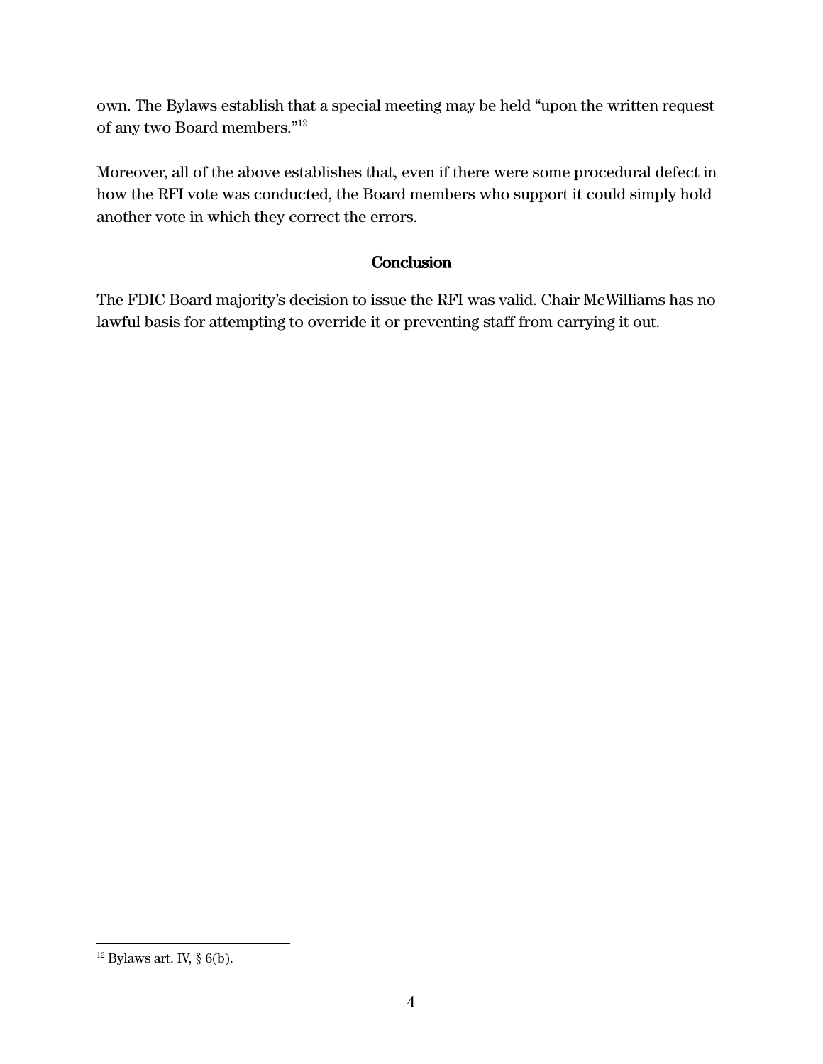own. The Bylaws establish that a special meeting may be held "upon the written request of any two Board members."[12]

Moreover, all of the above establishes that, even if there were some procedural defect in how the RFI vote was conducted, the Board members who support it could simply hold another vote in which they correct the errors.

## Conclusion

The FDIC Board majority's decision to issue the RFI was valid. Chair McWilliams has no lawful basis for attempting to override it or preventing staff from carrying it out.

---

[12] Bylaws art. IV, § 6(b).